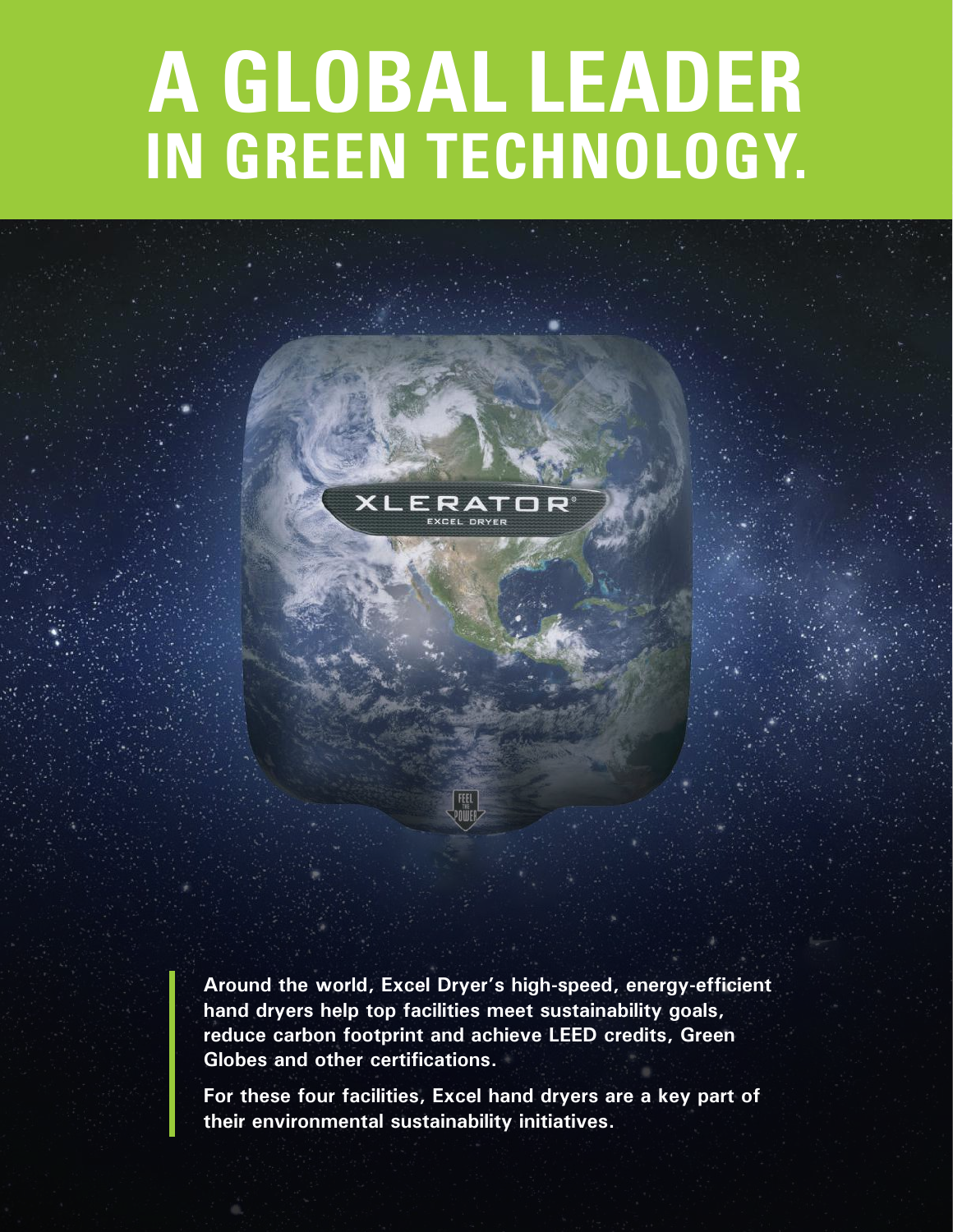# A GLOBAL LEADER IN GREEN TECHNOLOGY.

**Around the world, Excel Dryer's high-speed, energy-efficient hand dryers help top facilities meet sustainability goals, reduce carbon footprint and achieve LEED credits, Green Globes and other certifications.**

**For these four facilities, Excel hand dryers are a key part of their environmental sustainability initiatives.**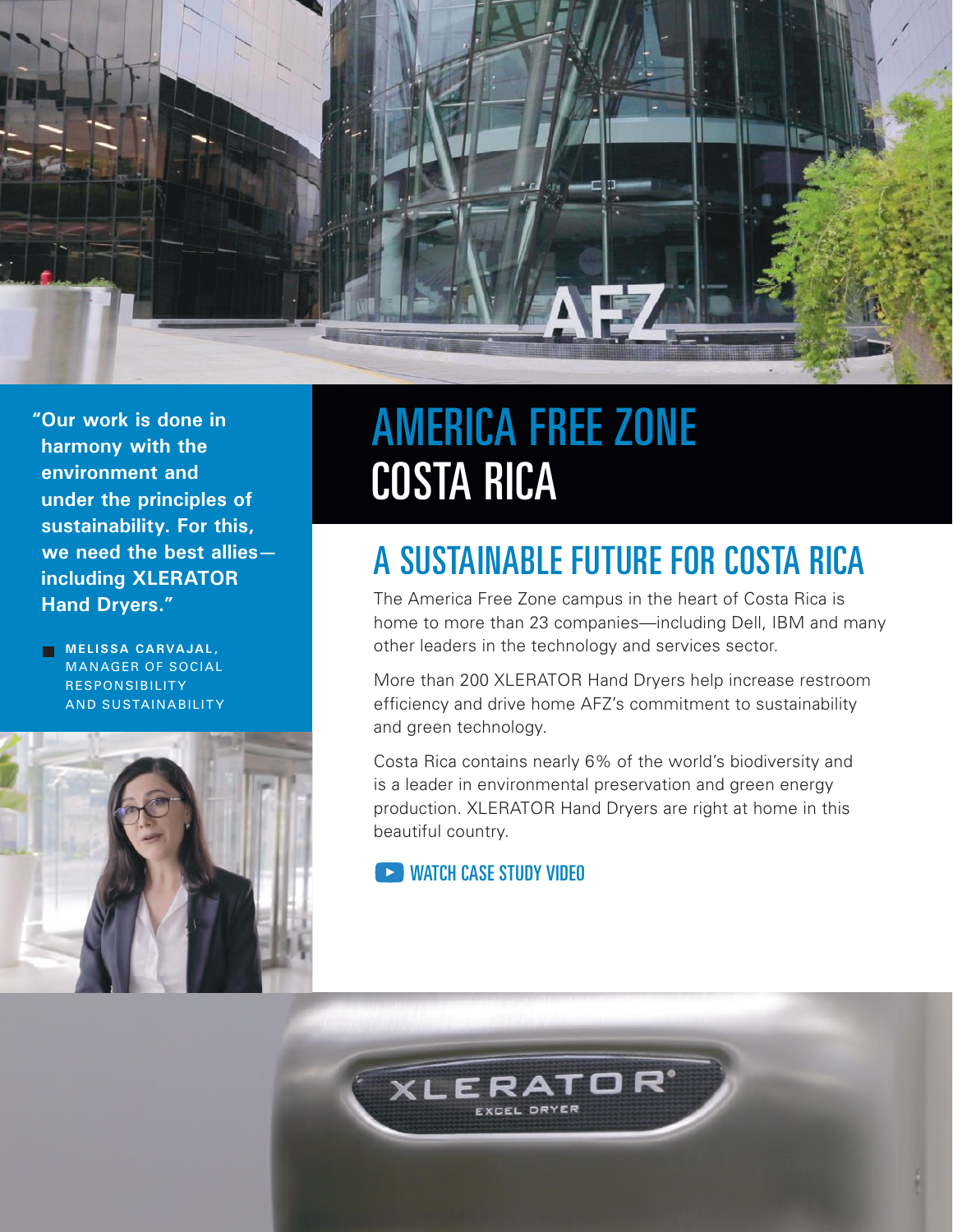# AMERICA FREE ZONE COSTA RICA

"Our work is done in harmony with the environment and under the principles of sustainability. For this, we need the best allies—including XLERATOR Hand Dryers."

**MELISSA CARVAJAL**, MANAGER OF SOCIAL RESPONSIBILITY AND SUSTAINABILITY

## A SUSTAINABLE FUTURE FOR COSTA RICA

The America Free Zone campus in the heart of Costa Rica is home to more than 23 companies—including Dell, IBM and many other leaders in the technology and services sector.

More than 200 XLERATOR Hand Dryers help increase restroom efficiency and drive home AFZ's commitment to sustainability and green technology.

Costa Rica contains nearly 6% of the world's biodiversity and is a leader in environmental preservation and green energy production. XLERATOR Hand Dryers are right at home in this beautiful country.

WATCH CASE STUDY VIDEO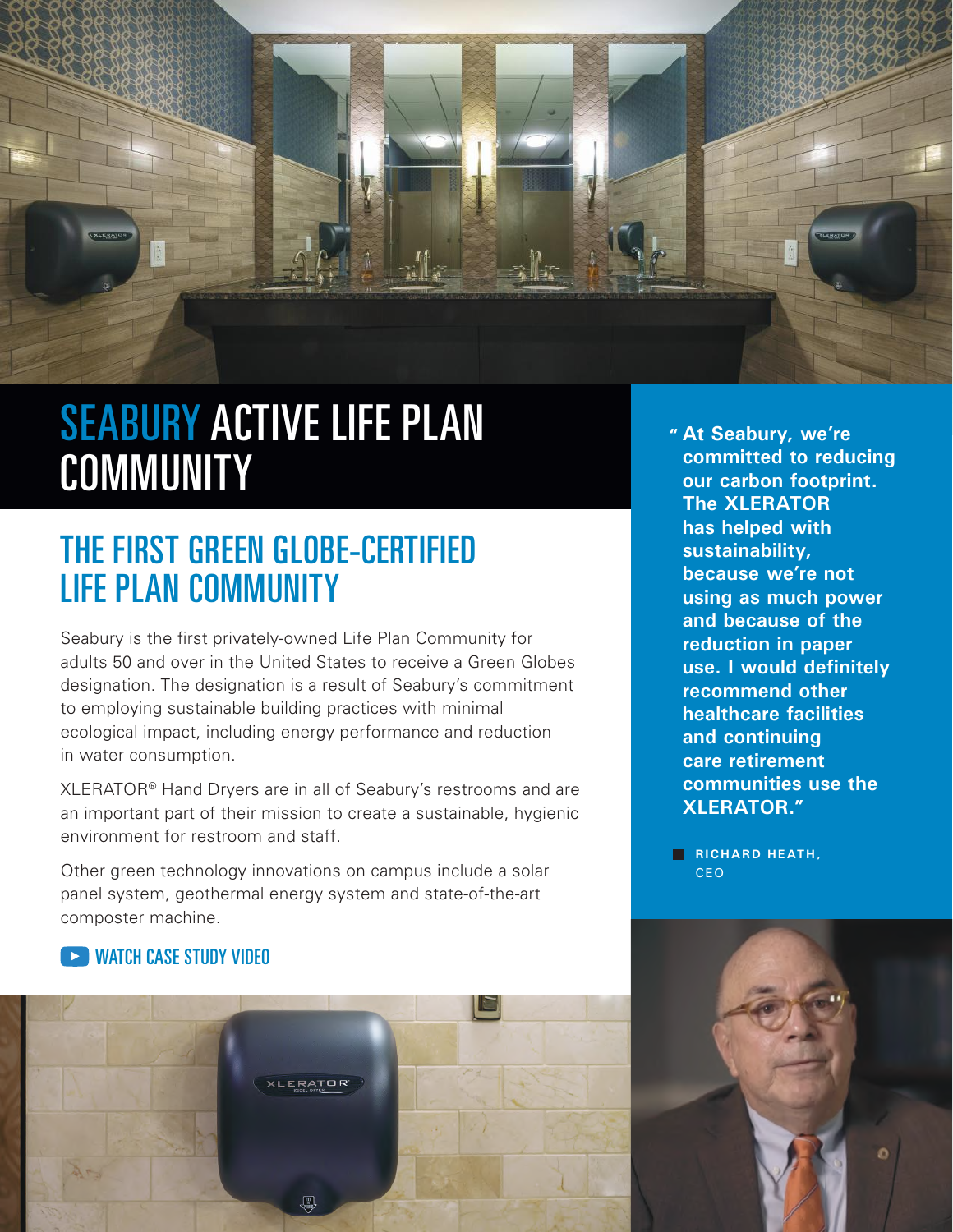# SEABURY ACTIVE LIFE PLAN COMMUNITY

## THE FIRST GREEN GLOBE-CERTIFIED LIFE PLAN COMMUNITY

Seabury is the first privately-owned Life Plan Community for adults 50 and over in the United States to receive a Green Globes designation. The designation is a result of Seabury's commitment to employing sustainable building practices with minimal ecological impact, including energy performance and reduction in water consumption.

XLERATOR® Hand Dryers are in all of Seabury's restrooms and are an important part of their mission to create a sustainable, hygienic environment for restroom and staff.

Other green technology innovations on campus include a solar panel system, geothermal energy system and state-of-the-art composter machine.

WATCH CASE STUDY VIDEO

**"At Seabury, we're committed to reducing our carbon footprint. The XLERATOR has helped with sustainability, because we're not using as much power and because of the reduction in paper use. I would definitely recommend other healthcare facilities and continuing care retirement communities use the XLERATOR."**

**RICHARD HEATH,**
CEO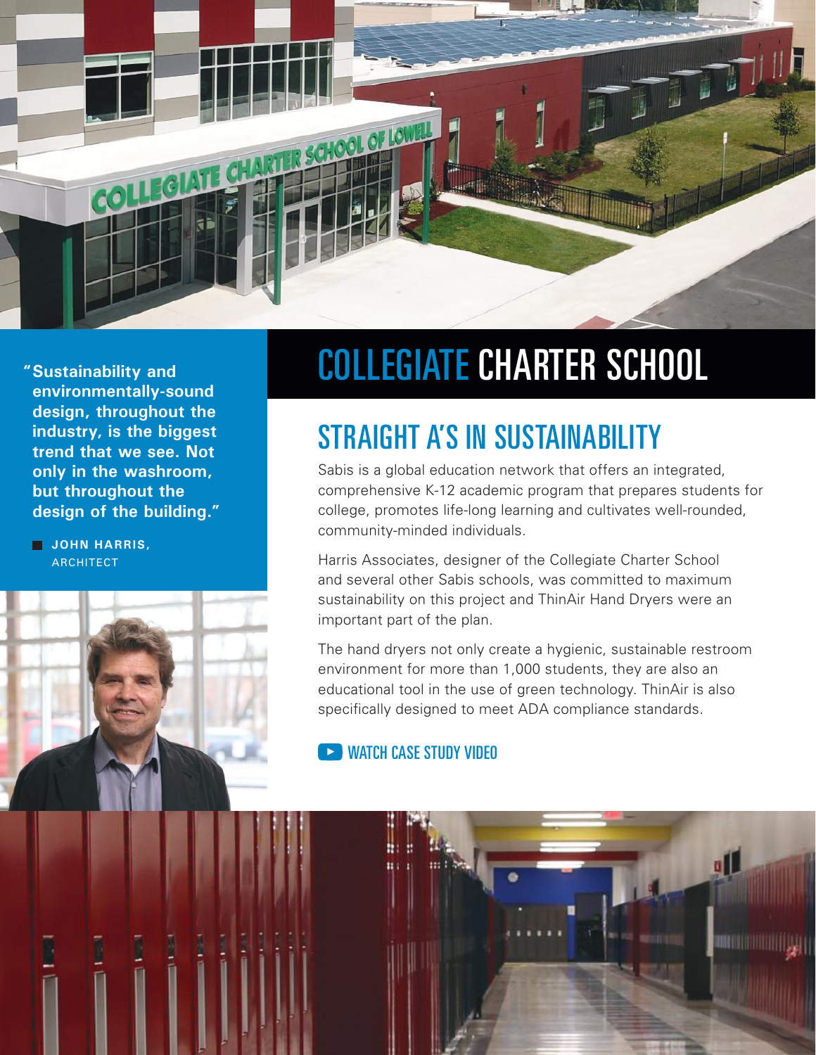# COLLEGIATE CHARTER SCHOOL

"**Sustainability and environmentally-sound design, throughout the industry, is the biggest trend that we see. Not only in the washroom, but throughout the design of the building.**"

**JOHN HARRIS,**
ARCHITECT

## STRAIGHT A'S IN SUSTAINABILITY

Sabis is a global education network that offers an integrated, comprehensive K-12 academic program that prepares students for college, promotes life-long learning and cultivates well-rounded, community-minded individuals.

Harris Associates, designer of the Collegiate Charter School and several other Sabis schools, was committed to maximum sustainability on this project and ThinAir Hand Dryers were an important part of the plan.

The hand dryers not only create a hygienic, sustainable restroom environment for more than 1,000 students, they are also an educational tool in the use of green technology. ThinAir is also specifically designed to meet ADA compliance standards.

WATCH CASE STUDY VIDEO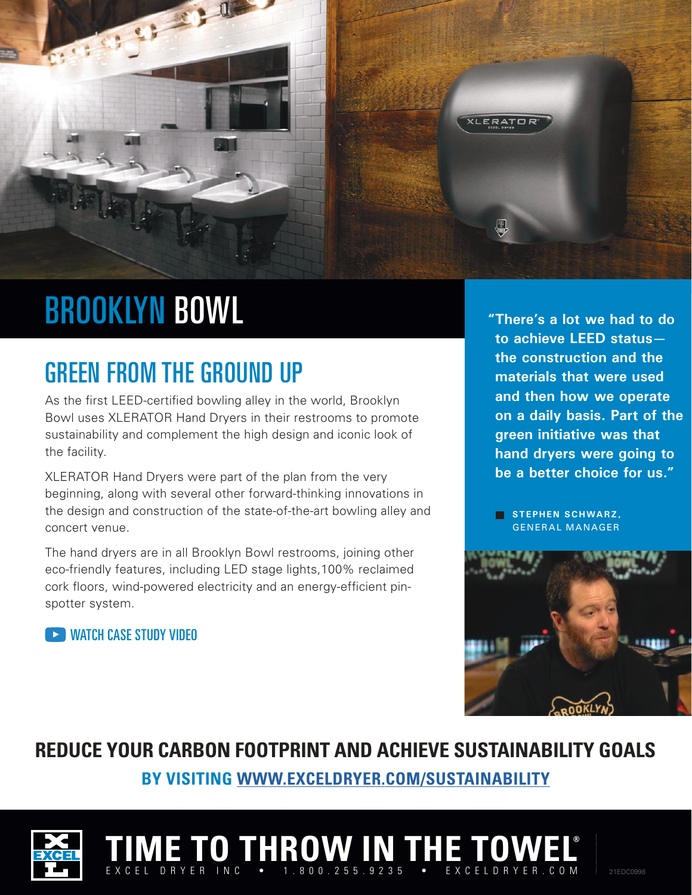# BROOKLYN BOWL

## GREEN FROM THE GROUND UP

As the first LEED-certified bowling alley in the world, Brooklyn Bowl uses XLERATOR Hand Dryers in their restrooms to promote sustainability and complement the high design and iconic look of the facility.

XLERATOR Hand Dryers were part of the plan from the very beginning, along with several other forward-thinking innovations in the design and construction of the state-of-the-art bowling alley and concert venue.

The hand dryers are in all Brooklyn Bowl restrooms, joining other eco-friendly features, including LED stage lights, 100% reclaimed cork floors, wind-powered electricity and an energy-efficient pin-spotter system.

WATCH CASE STUDY VIDEO

**"There's a lot we had to do to achieve LEED status—the construction and the materials that were used and then how we operate on a daily basis. Part of the green initiative was that hand dryers were going to be a better choice for us."**

**STEPHEN SCHWARZ,**
GENERAL MANAGER

**REDUCE YOUR CARBON FOOTPRINT AND ACHIEVE SUSTAINABILITY GOALS**

**BY VISITING WWW.EXCELDRYER.COM/SUSTAINABILITY**

**TIME TO THROW IN THE TOWEL®**

EXCEL DRYER INC • 1.800.255.9235 • EXCELDRYER.COM

21EDC0998